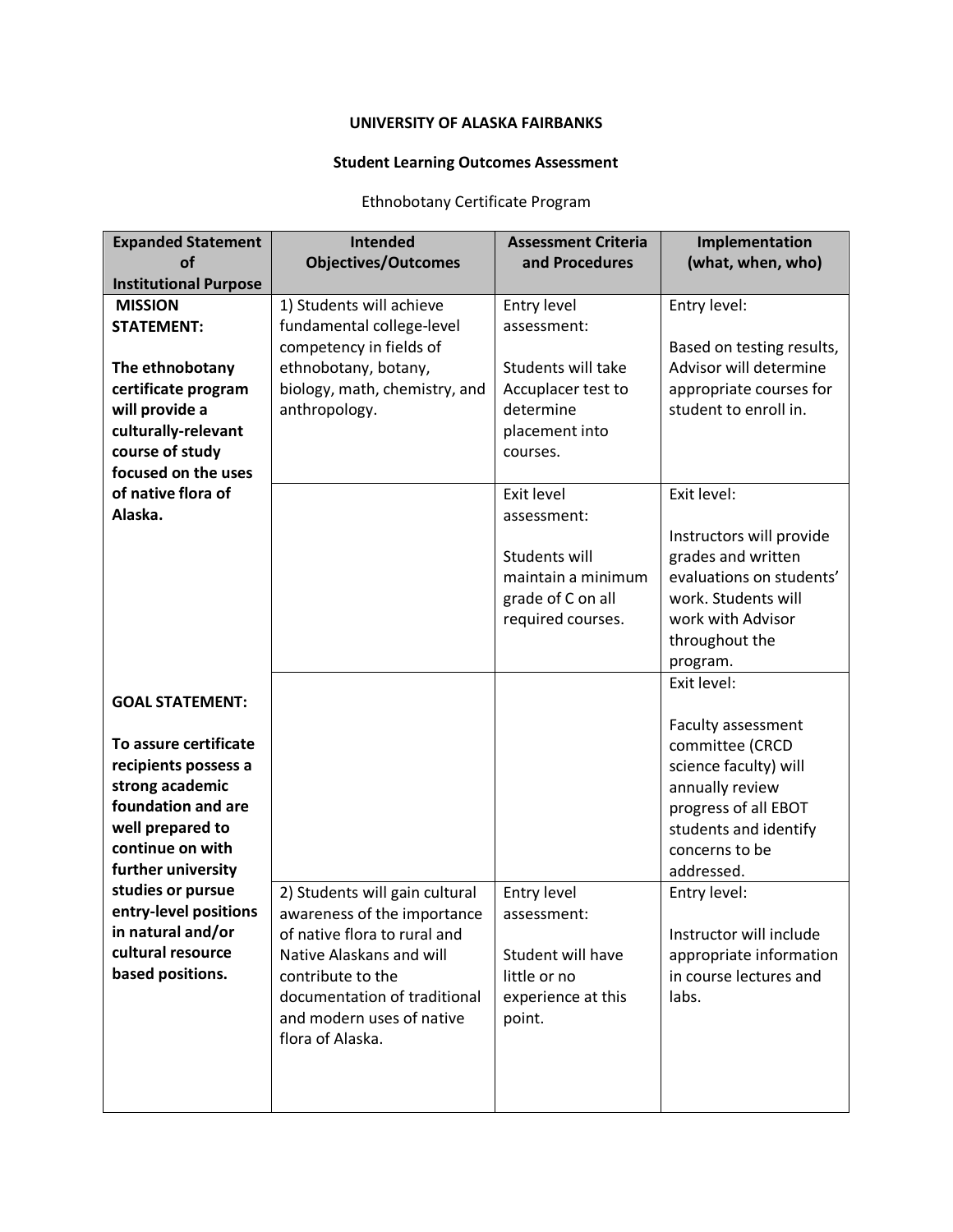**UNIVERSITY OF ALASKA FAIRBANKS**

**Student Learning Outcomes Assessment**

Ethnobotany Certificate Program

| Expanded Statement of Institutional Purpose | Intended Objectives/Outcomes | Assessment Criteria and Procedures | Implementation (what, when, who) |
|---|---|---|---|
| **MISSION STATEMENT:** **The ethnobotany certificate program will provide a culturally-relevant course of study focused on the uses of native flora of Alaska.** | 1) Students will achieve fundamental college-level competency in fields of ethnobotany, botany, biology, math, chemistry, and anthropology. | Entry level assessment: Students will take Accuplacer test to determine placement into courses. | Entry level: Based on testing results, Advisor will determine appropriate courses for student to enroll in. |
| | | Exit level assessment: Students will maintain a minimum grade of C on all required courses. | Exit level: Instructors will provide grades and written evaluations on students' work. Students will work with Advisor throughout the program. |
| **GOAL STATEMENT:** **To assure certificate recipients possess a strong academic foundation and are well prepared to continue on with further university studies or pursue entry-level positions in natural and/or cultural resource based positions.** | | | Exit level: Faculty assessment committee (CRCD science faculty) will annually review progress of all EBOT students and identify concerns to be addressed. |
| | 2) Students will gain cultural awareness of the importance of native flora to rural and Native Alaskans and will contribute to the documentation of traditional and modern uses of native flora of Alaska. | Entry level assessment: Student will have little or no experience at this point. | Entry level: Instructor will include appropriate information in course lectures and labs. |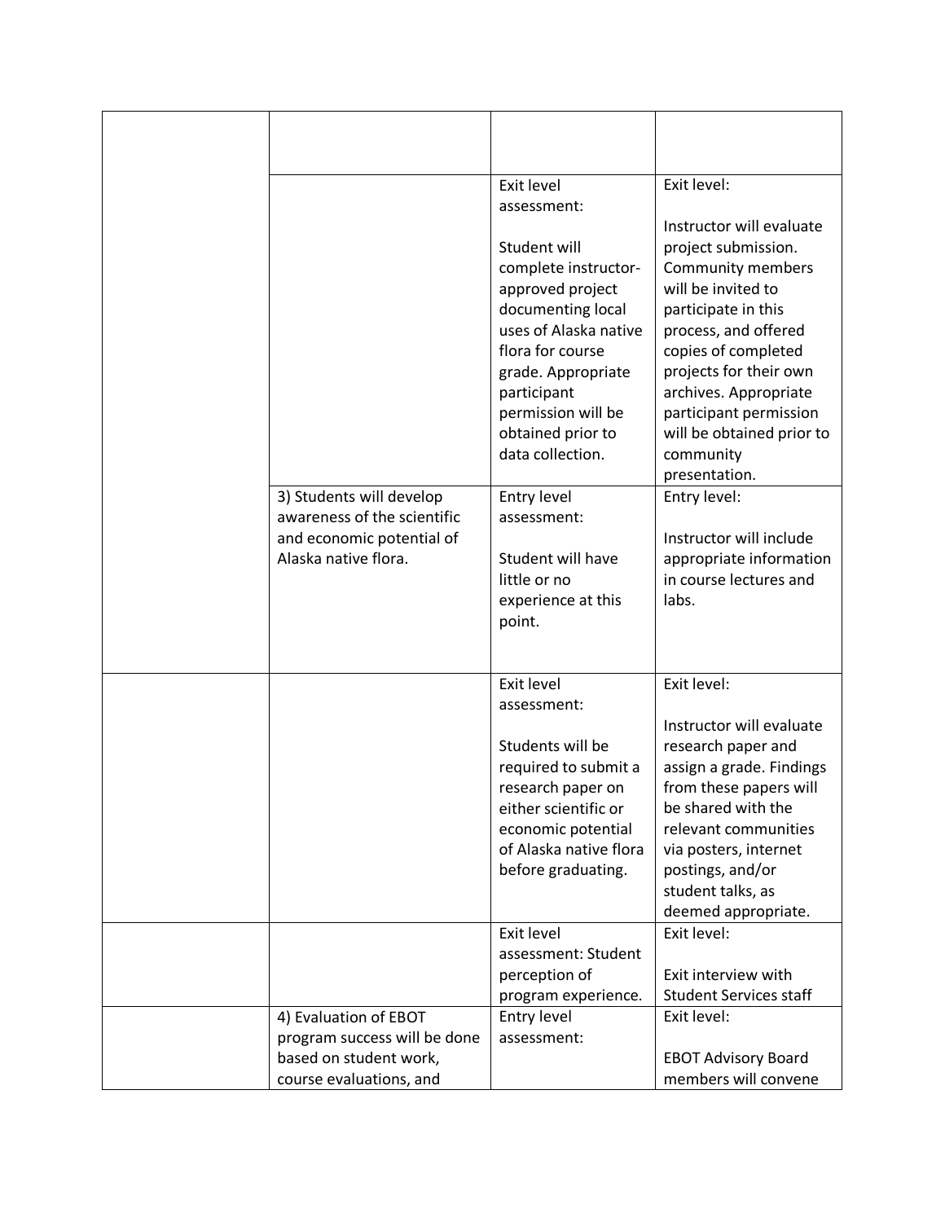| | | | |
|---|---|---|---|
| | | | |
| | | Exit level assessment:<br><br>Student will complete instructor-approved project documenting local uses of Alaska native flora for course grade. Appropriate participant permission will be obtained prior to data collection. | Exit level:<br><br>Instructor will evaluate project submission. Community members will be invited to participate in this process, and offered copies of completed projects for their own archives. Appropriate participant permission will be obtained prior to community presentation. |
| | 3) Students will develop awareness of the scientific and economic potential of Alaska native flora. | Entry level assessment:<br><br>Student will have little or no experience at this point. | Entry level:<br><br>Instructor will include appropriate information in course lectures and labs. |
| | | Exit level assessment:<br><br>Students will be required to submit a research paper on either scientific or economic potential of Alaska native flora before graduating. | Exit level:<br><br>Instructor will evaluate research paper and assign a grade. Findings from these papers will be shared with the relevant communities via posters, internet postings, and/or student talks, as deemed appropriate. |
| | | Exit level assessment: Student perception of program experience. | Exit level:<br><br>Exit interview with Student Services staff |
| | 4) Evaluation of EBOT program success will be done based on student work, course evaluations, and | Entry level assessment: | Exit level:<br><br>EBOT Advisory Board members will convene |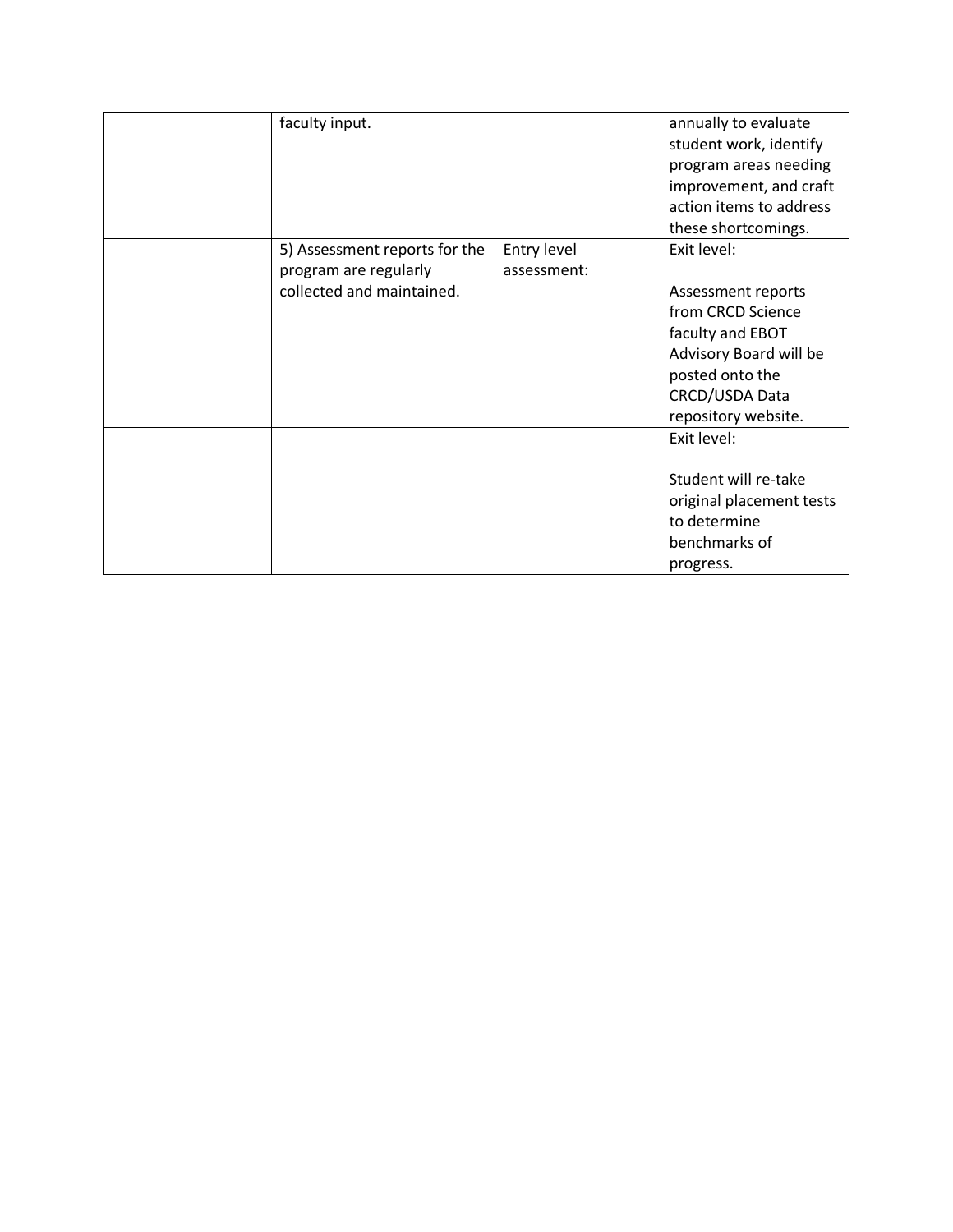| | | | |
|---|---|---|---|
| | faculty input. | | annually to evaluate student work, identify program areas needing improvement, and craft action items to address these shortcomings. |
| | 5) Assessment reports for the program are regularly collected and maintained. | Entry level assessment: | Exit level:<br><br>Assessment reports from CRCD Science faculty and EBOT Advisory Board will be posted onto the CRCD/USDA Data repository website. |
| | | | Exit level:<br><br>Student will re-take original placement tests to determine benchmarks of progress. |